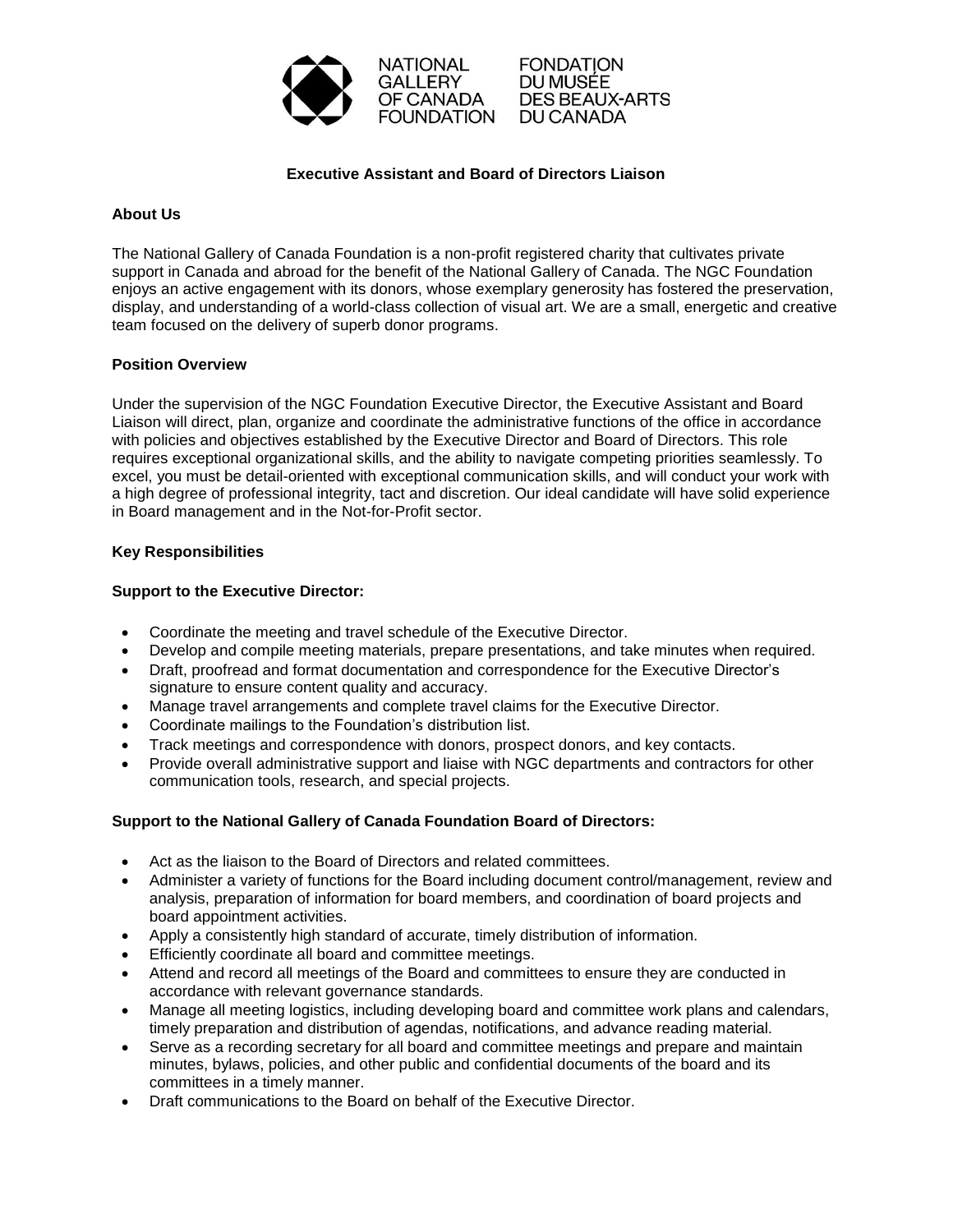NATIONAL GALLERY OF CANADA FOUNDATION

FONDATION DU MUSÉE DES BEAUX-ARTS DU CANADA

# Executive Assistant and Board of Directors Liaison

## About Us

The National Gallery of Canada Foundation is a non-profit registered charity that cultivates private support in Canada and abroad for the benefit of the National Gallery of Canada. The NGC Foundation enjoys an active engagement with its donors, whose exemplary generosity has fostered the preservation, display, and understanding of a world-class collection of visual art. We are a small, energetic and creative team focused on the delivery of superb donor programs.

## Position Overview

Under the supervision of the NGC Foundation Executive Director, the Executive Assistant and Board Liaison will direct, plan, organize and coordinate the administrative functions of the office in accordance with policies and objectives established by the Executive Director and Board of Directors. This role requires exceptional organizational skills, and the ability to navigate competing priorities seamlessly. To excel, you must be detail-oriented with exceptional communication skills, and will conduct your work with a high degree of professional integrity, tact and discretion. Our ideal candidate will have solid experience in Board management and in the Not-for-Profit sector.

## Key Responsibilities

### Support to the Executive Director:

- Coordinate the meeting and travel schedule of the Executive Director.
- Develop and compile meeting materials, prepare presentations, and take minutes when required.
- Draft, proofread and format documentation and correspondence for the Executive Director's signature to ensure content quality and accuracy.
- Manage travel arrangements and complete travel claims for the Executive Director.
- Coordinate mailings to the Foundation's distribution list.
- Track meetings and correspondence with donors, prospect donors, and key contacts.
- Provide overall administrative support and liaise with NGC departments and contractors for other communication tools, research, and special projects.

### Support to the National Gallery of Canada Foundation Board of Directors:

- Act as the liaison to the Board of Directors and related committees.
- Administer a variety of functions for the Board including document control/management, review and analysis, preparation of information for board members, and coordination of board projects and board appointment activities.
- Apply a consistently high standard of accurate, timely distribution of information.
- Efficiently coordinate all board and committee meetings.
- Attend and record all meetings of the Board and committees to ensure they are conducted in accordance with relevant governance standards.
- Manage all meeting logistics, including developing board and committee work plans and calendars, timely preparation and distribution of agendas, notifications, and advance reading material.
- Serve as a recording secretary for all board and committee meetings and prepare and maintain minutes, bylaws, policies, and other public and confidential documents of the board and its committees in a timely manner.
- Draft communications to the Board on behalf of the Executive Director.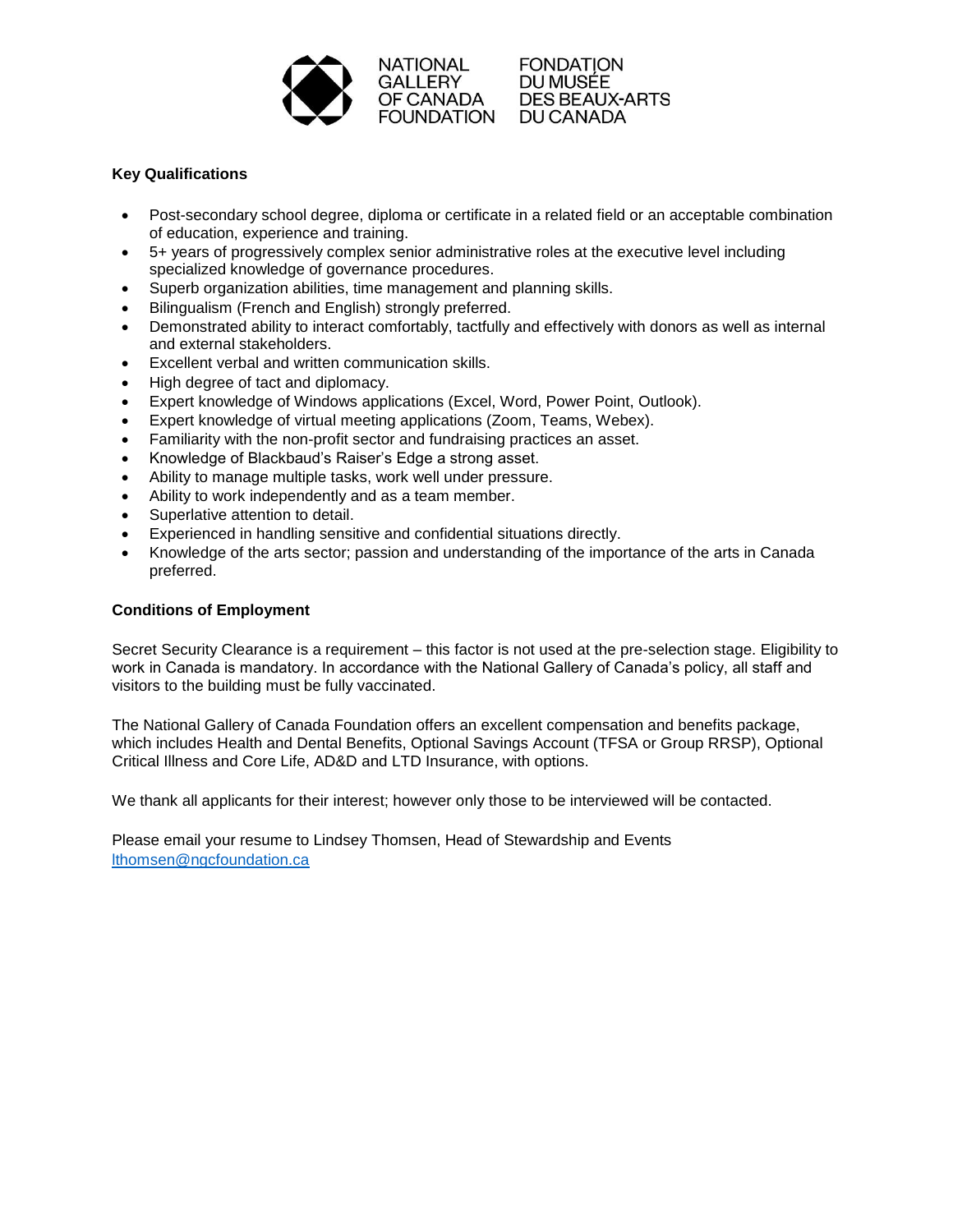NATIONAL GALLERY OF CANADA FOUNDATION

FONDATION DU MUSÉE DES BEAUX-ARTS DU CANADA

**Key Qualifications**

- Post-secondary school degree, diploma or certificate in a related field or an acceptable combination of education, experience and training.
- 5+ years of progressively complex senior administrative roles at the executive level including specialized knowledge of governance procedures.
- Superb organization abilities, time management and planning skills.
- Bilingualism (French and English) strongly preferred.
- Demonstrated ability to interact comfortably, tactfully and effectively with donors as well as internal and external stakeholders.
- Excellent verbal and written communication skills.
- High degree of tact and diplomacy.
- Expert knowledge of Windows applications (Excel, Word, Power Point, Outlook).
- Expert knowledge of virtual meeting applications (Zoom, Teams, Webex).
- Familiarity with the non-profit sector and fundraising practices an asset.
- Knowledge of Blackbaud's Raiser's Edge a strong asset.
- Ability to manage multiple tasks, work well under pressure.
- Ability to work independently and as a team member.
- Superlative attention to detail.
- Experienced in handling sensitive and confidential situations directly.
- Knowledge of the arts sector; passion and understanding of the importance of the arts in Canada preferred.

**Conditions of Employment**

Secret Security Clearance is a requirement – this factor is not used at the pre-selection stage. Eligibility to work in Canada is mandatory. In accordance with the National Gallery of Canada's policy, all staff and visitors to the building must be fully vaccinated.

The National Gallery of Canada Foundation offers an excellent compensation and benefits package, which includes Health and Dental Benefits, Optional Savings Account (TFSA or Group RRSP), Optional Critical Illness and Core Life, AD&D and LTD Insurance, with options.

We thank all applicants for their interest; however only those to be interviewed will be contacted.

Please email your resume to Lindsey Thomsen, Head of Stewardship and Events
lthomsen@ngcfoundation.ca